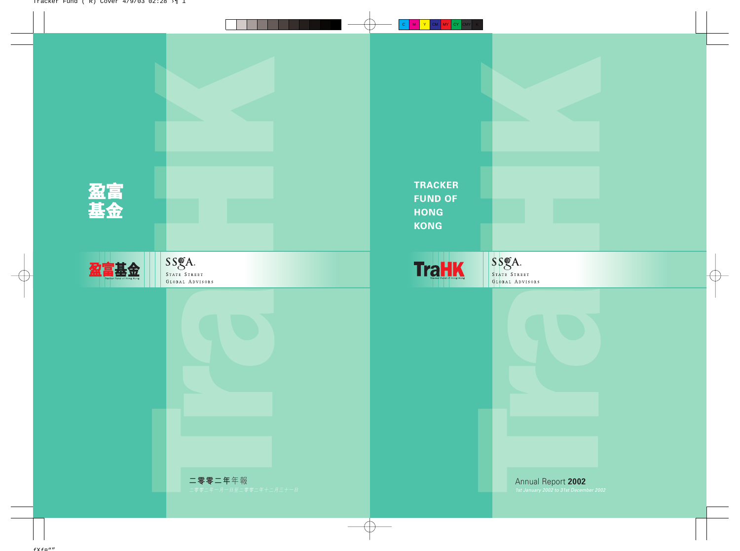# 盈富基金

盈富基金

SSgA.
State Street
Global Advisors

二零零二年年報

二零零二年一月一日至二零零二年十二月三十一日

# TRACKER FUND OF HONG KONG

TraHK
Tracker Fund of Hong Kong

SSgA.
State Street
Global Advisors

Annual Report **2002**

*1st January 2002 to 31st December 2002*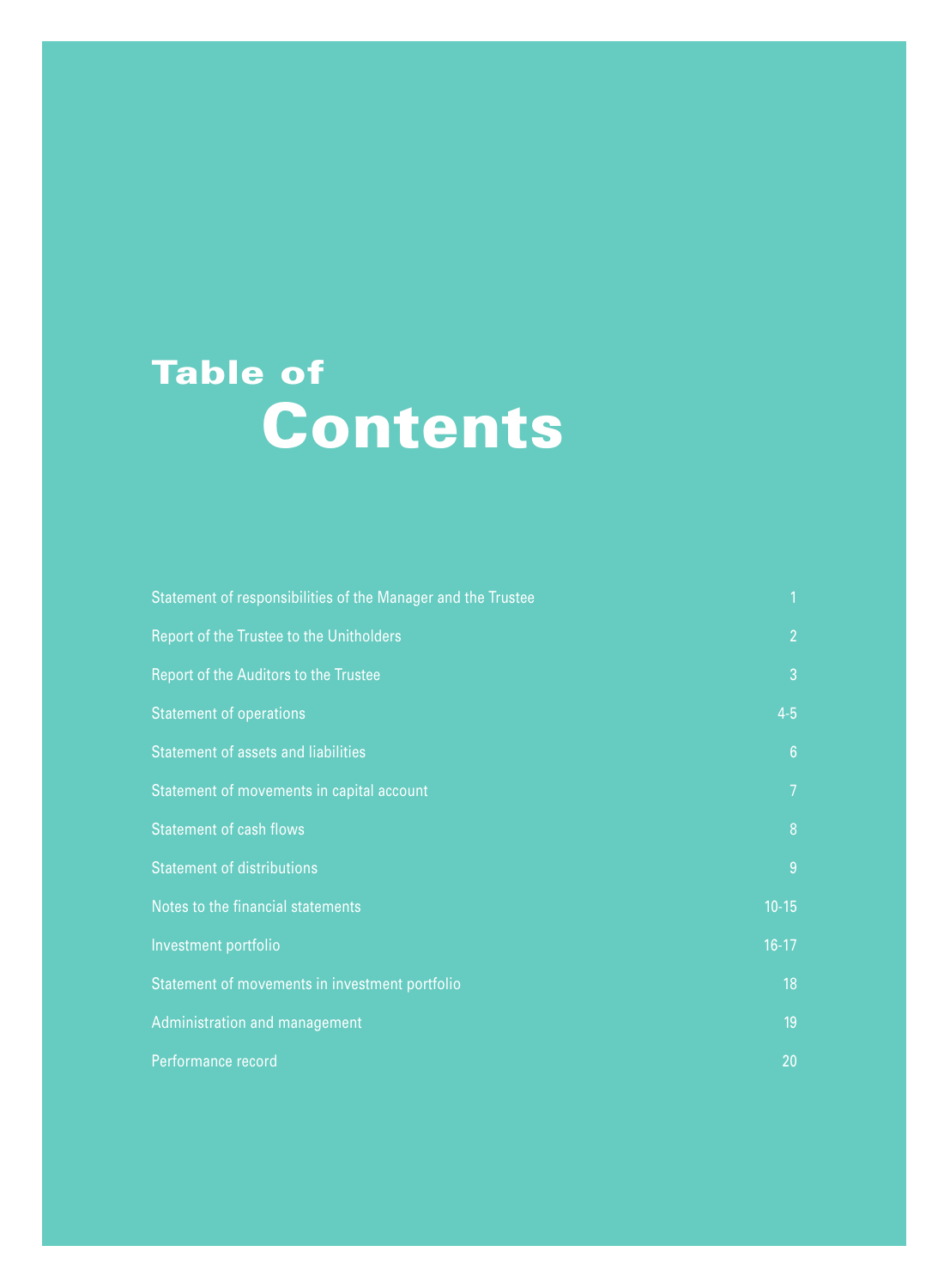# Table of Contents

| | |
|---|---|
| Statement of responsibilities of the Manager and the Trustee | 1 |
| Report of the Trustee to the Unitholders | 2 |
| Report of the Auditors to the Trustee | 3 |
| Statement of operations | 4-5 |
| Statement of assets and liabilities | 6 |
| Statement of movements in capital account | 7 |
| Statement of cash flows | 8 |
| Statement of distributions | 9 |
| Notes to the financial statements | 10-15 |
| Investment portfolio | 16-17 |
| Statement of movements in investment portfolio | 18 |
| Administration and management | 19 |
| Performance record | 20 |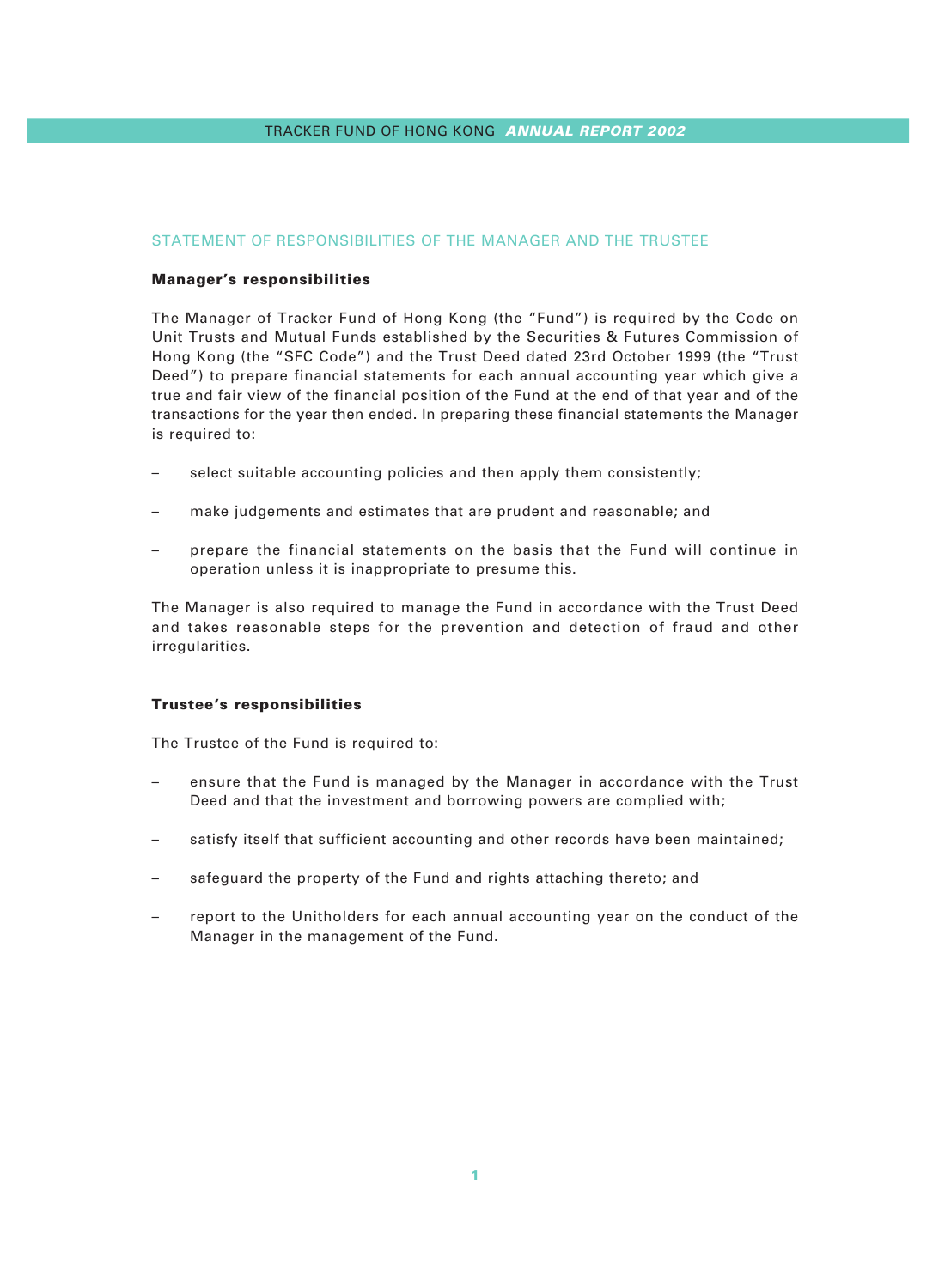## STATEMENT OF RESPONSIBILITIES OF THE MANAGER AND THE TRUSTEE

### Manager's responsibilities

The Manager of Tracker Fund of Hong Kong (the "Fund") is required by the Code on Unit Trusts and Mutual Funds established by the Securities & Futures Commission of Hong Kong (the "SFC Code") and the Trust Deed dated 23rd October 1999 (the "Trust Deed") to prepare financial statements for each annual accounting year which give a true and fair view of the financial position of the Fund at the end of that year and of the transactions for the year then ended. In preparing these financial statements the Manager is required to:

- select suitable accounting policies and then apply them consistently;
- make judgements and estimates that are prudent and reasonable; and
- prepare the financial statements on the basis that the Fund will continue in operation unless it is inappropriate to presume this.

The Manager is also required to manage the Fund in accordance with the Trust Deed and takes reasonable steps for the prevention and detection of fraud and other irregularities.

### Trustee's responsibilities

The Trustee of the Fund is required to:

- ensure that the Fund is managed by the Manager in accordance with the Trust Deed and that the investment and borrowing powers are complied with;
- satisfy itself that sufficient accounting and other records have been maintained;
- safeguard the property of the Fund and rights attaching thereto; and
- report to the Unitholders for each annual accounting year on the conduct of the Manager in the management of the Fund.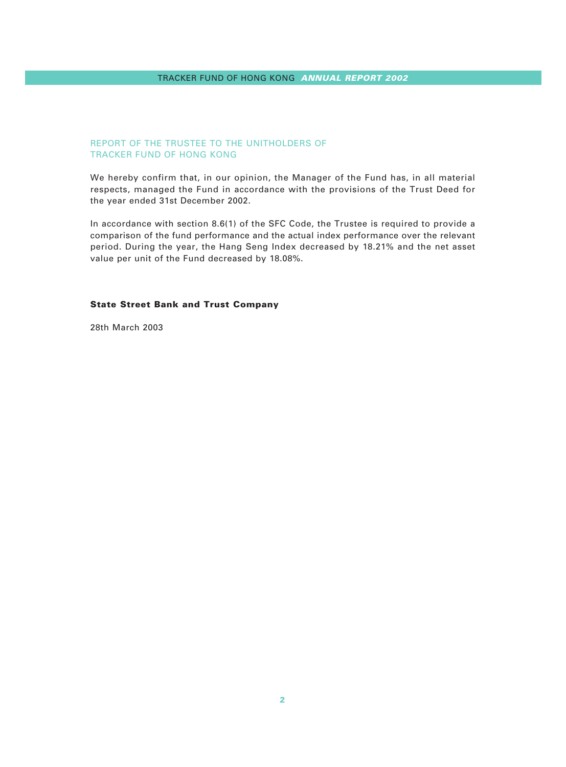## REPORT OF THE TRUSTEE TO THE UNITHOLDERS OF TRACKER FUND OF HONG KONG

We hereby confirm that, in our opinion, the Manager of the Fund has, in all material respects, managed the Fund in accordance with the provisions of the Trust Deed for the year ended 31st December 2002.

In accordance with section 8.6(1) of the SFC Code, the Trustee is required to provide a comparison of the fund performance and the actual index performance over the relevant period. During the year, the Hang Seng Index decreased by 18.21% and the net asset value per unit of the Fund decreased by 18.08%.

**State Street Bank and Trust Company**

28th March 2003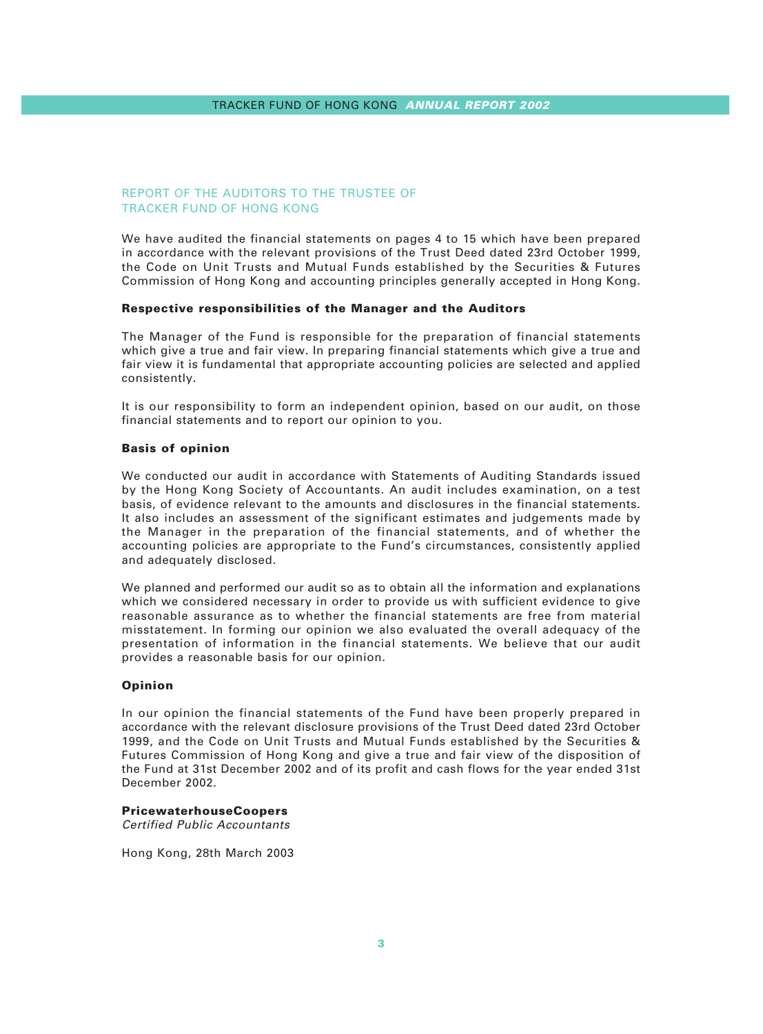## REPORT OF THE AUDITORS TO THE TRUSTEE OF TRACKER FUND OF HONG KONG

We have audited the financial statements on pages 4 to 15 which have been prepared in accordance with the relevant provisions of the Trust Deed dated 23rd October 1999, the Code on Unit Trusts and Mutual Funds established by the Securities & Futures Commission of Hong Kong and accounting principles generally accepted in Hong Kong.

### Respective responsibilities of the Manager and the Auditors

The Manager of the Fund is responsible for the preparation of financial statements which give a true and fair view. In preparing financial statements which give a true and fair view it is fundamental that appropriate accounting policies are selected and applied consistently.

It is our responsibility to form an independent opinion, based on our audit, on those financial statements and to report our opinion to you.

### Basis of opinion

We conducted our audit in accordance with Statements of Auditing Standards issued by the Hong Kong Society of Accountants. An audit includes examination, on a test basis, of evidence relevant to the amounts and disclosures in the financial statements. It also includes an assessment of the significant estimates and judgements made by the Manager in the preparation of the financial statements, and of whether the accounting policies are appropriate to the Fund's circumstances, consistently applied and adequately disclosed.

We planned and performed our audit so as to obtain all the information and explanations which we considered necessary in order to provide us with sufficient evidence to give reasonable assurance as to whether the financial statements are free from material misstatement. In forming our opinion we also evaluated the overall adequacy of the presentation of information in the financial statements. We believe that our audit provides a reasonable basis for our opinion.

### Opinion

In our opinion the financial statements of the Fund have been properly prepared in accordance with the relevant disclosure provisions of the Trust Deed dated 23rd October 1999, and the Code on Unit Trusts and Mutual Funds established by the Securities & Futures Commission of Hong Kong and give a true and fair view of the disposition of the Fund at 31st December 2002 and of its profit and cash flows for the year ended 31st December 2002.

**PricewaterhouseCoopers**
*Certified Public Accountants*

Hong Kong, 28th March 2003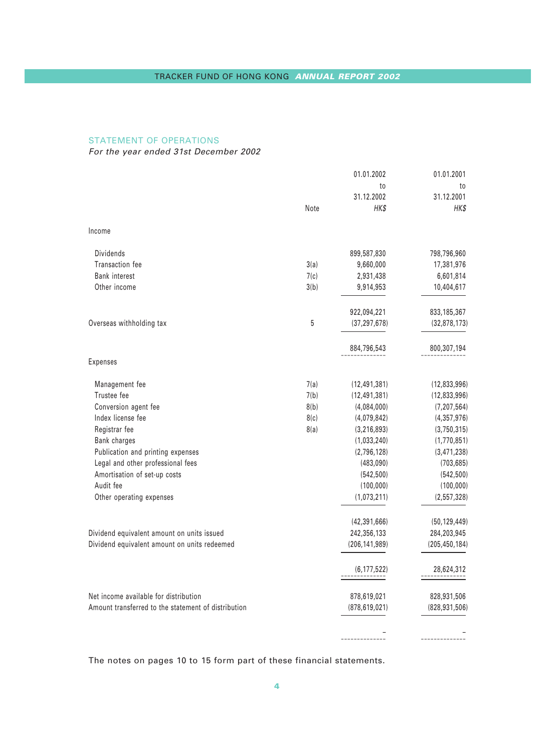## STATEMENT OF OPERATIONS

*For the year ended 31st December 2002*

| | Note | 01.01.2002 to 31.12.2002 *HK$* | 01.01.2001 to 31.12.2001 *HK$* |
|---|---|---|---|
| **Income** | | | |
| Dividends | | 899,587,830 | 798,796,960 |
| Transaction fee | 3(a) | 9,660,000 | 17,381,976 |
| Bank interest | 7(c) | 2,931,438 | 6,601,814 |
| Other income | 3(b) | 9,914,953 | 10,404,617 |
| | | 922,094,221 | 833,185,367 |
| Overseas withholding tax | 5 | (37,297,678) | (32,878,173) |
| | | 884,796,543 | 800,307,194 |
| **Expenses** | | | |
| Management fee | 7(a) | (12,491,381) | (12,833,996) |
| Trustee fee | 7(b) | (12,491,381) | (12,833,996) |
| Conversion agent fee | 8(b) | (4,084,000) | (7,207,564) |
| Index license fee | 8(c) | (4,079,842) | (4,357,976) |
| Registrar fee | 8(a) | (3,216,893) | (3,750,315) |
| Bank charges | | (1,033,240) | (1,770,851) |
| Publication and printing expenses | | (2,796,128) | (3,471,238) |
| Legal and other professional fees | | (483,090) | (703,685) |
| Amortisation of set-up costs | | (542,500) | (542,500) |
| Audit fee | | (100,000) | (100,000) |
| Other operating expenses | | (1,073,211) | (2,557,328) |
| | | (42,391,666) | (50,129,449) |
| Dividend equivalent amount on units issued | | 242,356,133 | 284,203,945 |
| Dividend equivalent amount on units redeemed | | (206,141,989) | (205,450,184) |
| | | (6,177,522) | 28,624,312 |
| Net income available for distribution | | 878,619,021 | 828,931,506 |
| Amount transferred to the statement of distribution | | (878,619,021) | (828,931,506) |
| | | – | – |

The notes on pages 10 to 15 form part of these financial statements.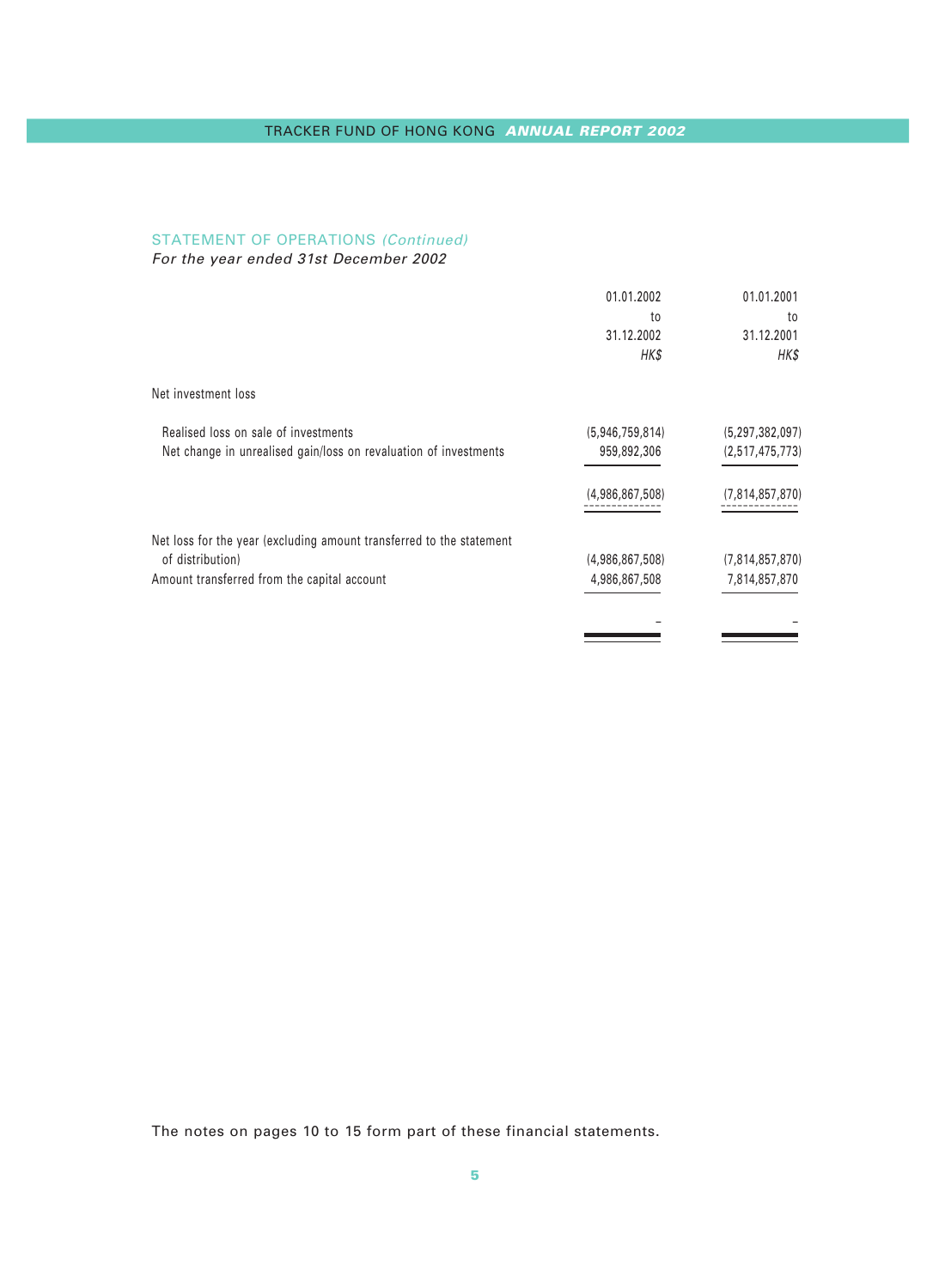## STATEMENT OF OPERATIONS *(Continued)*

*For the year ended 31st December 2002*

| | 01.01.2002 to 31.12.2002 *HK$* | 01.01.2001 to 31.12.2001 *HK$* |
|---|---|---|
| Net investment loss | | |
| Realised loss on sale of investments | (5,946,759,814) | (5,297,382,097) |
| Net change in unrealised gain/loss on revaluation of investments | 959,892,306 | (2,517,475,773) |
| | (4,986,867,508) | (7,814,857,870) |
| Net loss for the year (excluding amount transferred to the statement of distribution) | (4,986,867,508) | (7,814,857,870) |
| Amount transferred from the capital account | 4,986,867,508 | 7,814,857,870 |
| | – | – |

The notes on pages 10 to 15 form part of these financial statements.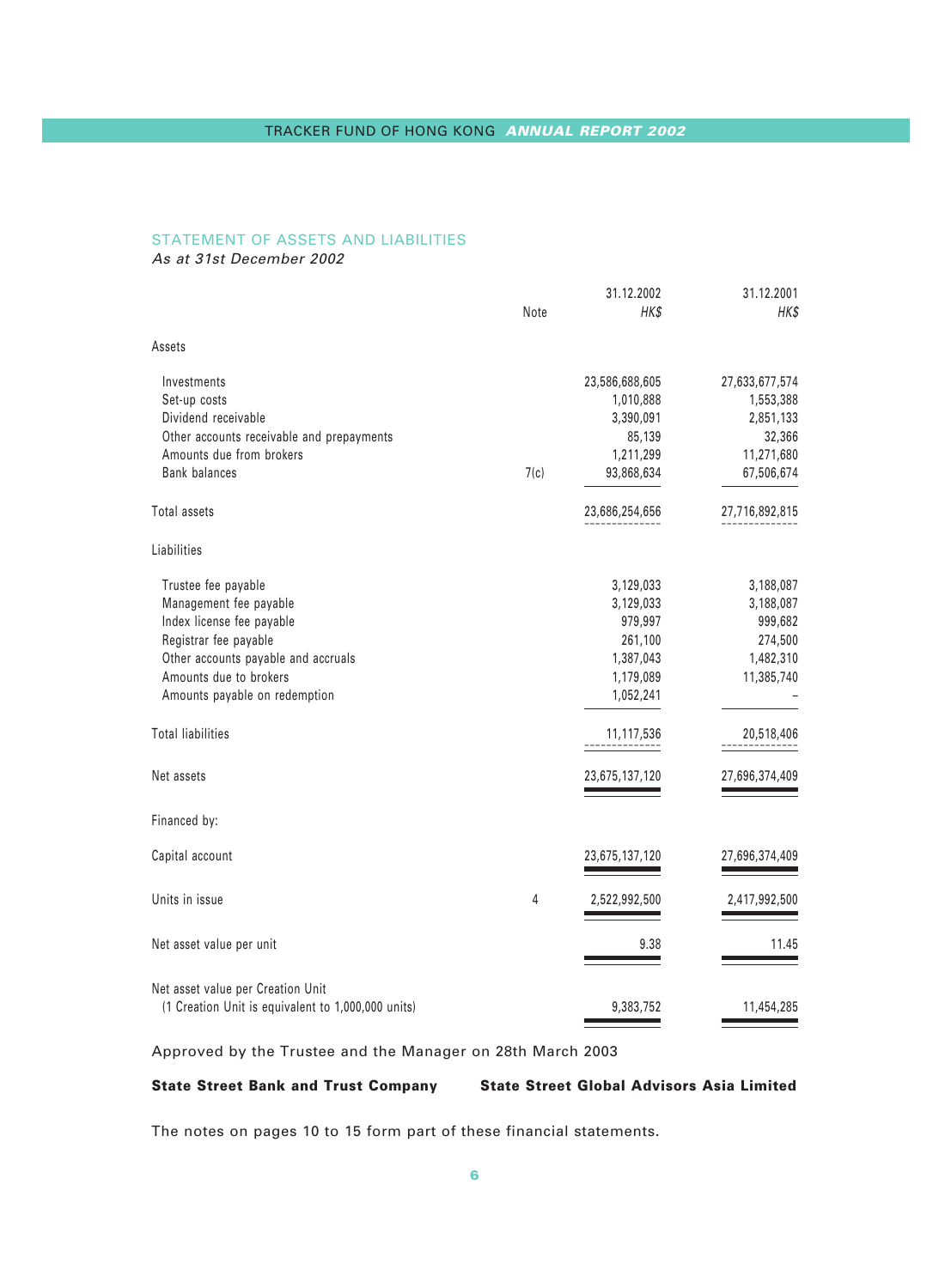## STATEMENT OF ASSETS AND LIABILITIES

*As at 31st December 2002*

| | Note | 31.12.2002 *HK$* | 31.12.2001 *HK$* |
|---|---|---|---|
| **Assets** | | | |
| Investments | | 23,586,688,605 | 27,633,677,574 |
| Set-up costs | | 1,010,888 | 1,553,388 |
| Dividend receivable | | 3,390,091 | 2,851,133 |
| Other accounts receivable and prepayments | | 85,139 | 32,366 |
| Amounts due from brokers | | 1,211,299 | 11,271,680 |
| Bank balances | 7(c) | 93,868,634 | 67,506,674 |
| Total assets | | 23,686,254,656 | 27,716,892,815 |
| **Liabilities** | | | |
| Trustee fee payable | | 3,129,033 | 3,188,087 |
| Management fee payable | | 3,129,033 | 3,188,087 |
| Index license fee payable | | 979,997 | 999,682 |
| Registrar fee payable | | 261,100 | 274,500 |
| Other accounts payable and accruals | | 1,387,043 | 1,482,310 |
| Amounts due to brokers | | 1,179,089 | 11,385,740 |
| Amounts payable on redemption | | 1,052,241 | – |
| Total liabilities | | 11,117,536 | 20,518,406 |
| Net assets | | 23,675,137,120 | 27,696,374,409 |
| Financed by: | | | |
| Capital account | | 23,675,137,120 | 27,696,374,409 |
| Units in issue | 4 | 2,522,992,500 | 2,417,992,500 |
| Net asset value per unit | | 9.38 | 11.45 |
| Net asset value per Creation Unit (1 Creation Unit is equivalent to 1,000,000 units) | | 9,383,752 | 11,454,285 |

Approved by the Trustee and the Manager on 28th March 2003

**State Street Bank and Trust Company** **State Street Global Advisors Asia Limited**

The notes on pages 10 to 15 form part of these financial statements.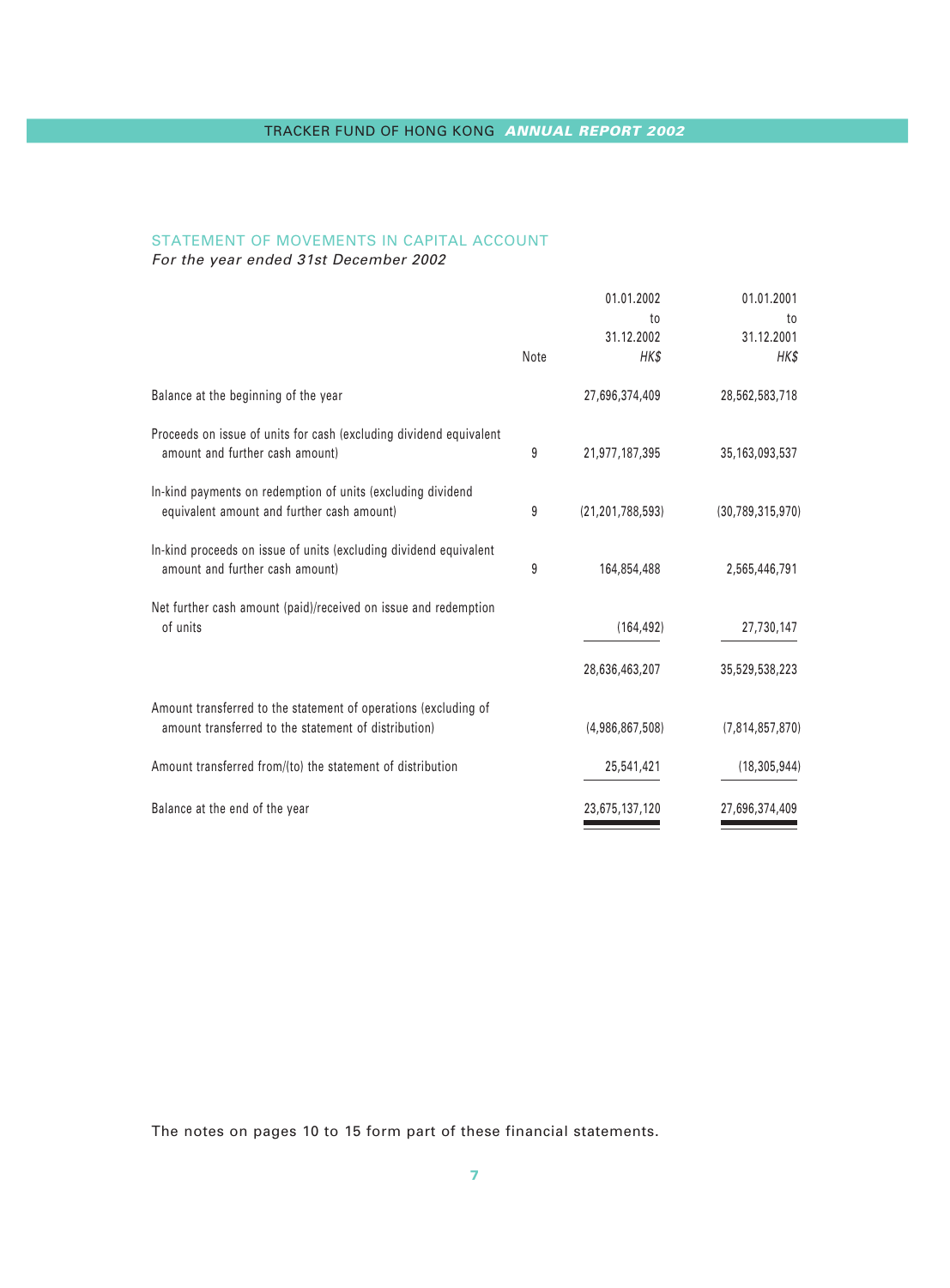## STATEMENT OF MOVEMENTS IN CAPITAL ACCOUNT

*For the year ended 31st December 2002*

| | Note | 01.01.2002 to 31.12.2002 *HK$* | 01.01.2001 to 31.12.2001 *HK$* |
|---|---|---|---|
| Balance at the beginning of the year | | 27,696,374,409 | 28,562,583,718 |
| Proceeds on issue of units for cash (excluding dividend equivalent amount and further cash amount) | 9 | 21,977,187,395 | 35,163,093,537 |
| In-kind payments on redemption of units (excluding dividend equivalent amount and further cash amount) | 9 | (21,201,788,593) | (30,789,315,970) |
| In-kind proceeds on issue of units (excluding dividend equivalent amount and further cash amount) | 9 | 164,854,488 | 2,565,446,791 |
| Net further cash amount (paid)/received on issue and redemption of units | | (164,492) | 27,730,147 |
| | | 28,636,463,207 | 35,529,538,223 |
| Amount transferred to the statement of operations (excluding of amount transferred to the statement of distribution) | | (4,986,867,508) | (7,814,857,870) |
| Amount transferred from/(to) the statement of distribution | | 25,541,421 | (18,305,944) |
| Balance at the end of the year | | 23,675,137,120 | 27,696,374,409 |

The notes on pages 10 to 15 form part of these financial statements.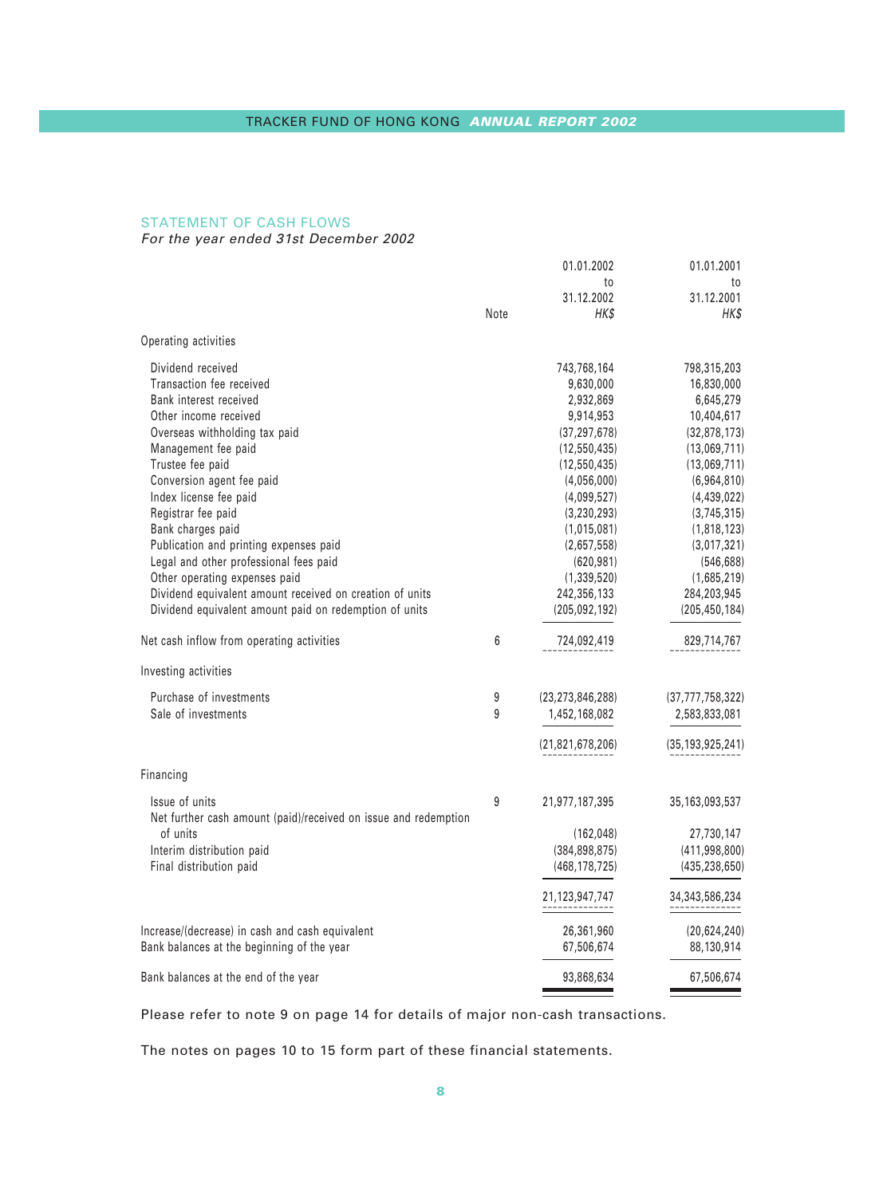## STATEMENT OF CASH FLOWS

*For the year ended 31st December 2002*

| | Note | 01.01.2002 to 31.12.2002 HK$ | 01.01.2001 to 31.12.2001 HK$ |
|---|---|---|---|
| **Operating activities** | | | |
| Dividend received | | 743,768,164 | 798,315,203 |
| Transaction fee received | | 9,630,000 | 16,830,000 |
| Bank interest received | | 2,932,869 | 6,645,279 |
| Other income received | | 9,914,953 | 10,404,617 |
| Overseas withholding tax paid | | (37,297,678) | (32,878,173) |
| Management fee paid | | (12,550,435) | (13,069,711) |
| Trustee fee paid | | (12,550,435) | (13,069,711) |
| Conversion agent fee paid | | (4,056,000) | (6,964,810) |
| Index license fee paid | | (4,099,527) | (4,439,022) |
| Registrar fee paid | | (3,230,293) | (3,745,315) |
| Bank charges paid | | (1,015,081) | (1,818,123) |
| Publication and printing expenses paid | | (2,657,558) | (3,017,321) |
| Legal and other professional fees paid | | (620,981) | (546,688) |
| Other operating expenses paid | | (1,339,520) | (1,685,219) |
| Dividend equivalent amount received on creation of units | | 242,356,133 | 284,203,945 |
| Dividend equivalent amount paid on redemption of units | | (205,092,192) | (205,450,184) |
| Net cash inflow from operating activities | 6 | 724,092,419 | 829,714,767 |
| **Investing activities** | | | |
| Purchase of investments | 9 | (23,273,846,288) | (37,777,758,322) |
| Sale of investments | 9 | 1,452,168,082 | 2,583,833,081 |
| | | (21,821,678,206) | (35,193,925,241) |
| **Financing** | | | |
| Issue of units | 9 | 21,977,187,395 | 35,163,093,537 |
| Net further cash amount (paid)/received on issue and redemption of units | | (162,048) | 27,730,147 |
| Interim distribution paid | | (384,898,875) | (411,998,800) |
| Final distribution paid | | (468,178,725) | (435,238,650) |
| | | 21,123,947,747 | 34,343,586,234 |
| Increase/(decrease) in cash and cash equivalent | | 26,361,960 | (20,624,240) |
| Bank balances at the beginning of the year | | 67,506,674 | 88,130,914 |
| Bank balances at the end of the year | | 93,868,634 | 67,506,674 |

Please refer to note 9 on page 14 for details of major non-cash transactions.

The notes on pages 10 to 15 form part of these financial statements.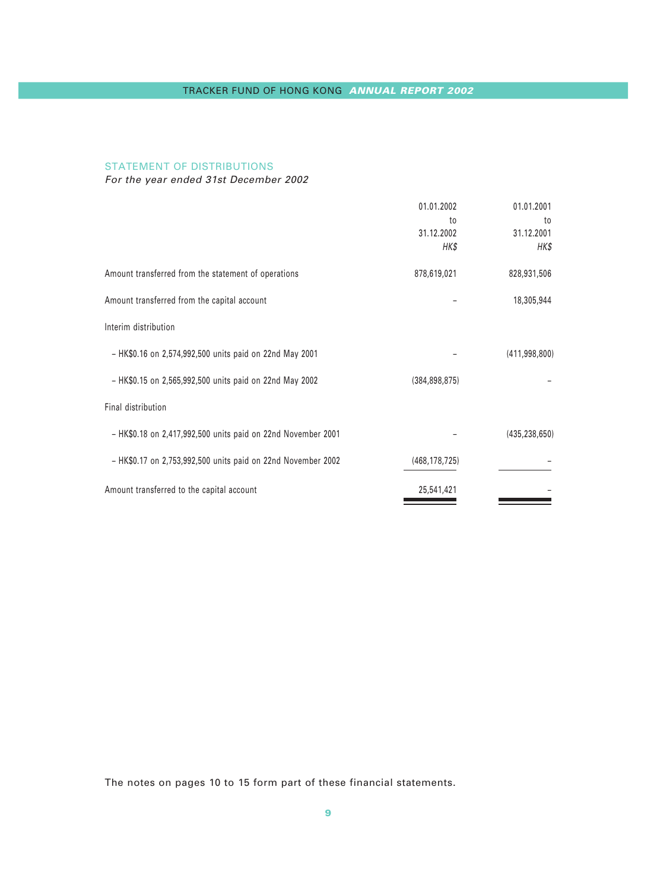## STATEMENT OF DISTRIBUTIONS

*For the year ended 31st December 2002*

| | 01.01.2002 to 31.12.2002 *HK$* | 01.01.2001 to 31.12.2001 *HK$* |
|---|---|---|
| Amount transferred from the statement of operations | 878,619,021 | 828,931,506 |
| Amount transferred from the capital account | – | 18,305,944 |
| Interim distribution | | |
| – HK$0.16 on 2,574,992,500 units paid on 22nd May 2001 | – | (411,998,800) |
| – HK$0.15 on 2,565,992,500 units paid on 22nd May 2002 | (384,898,875) | – |
| Final distribution | | |
| – HK$0.18 on 2,417,992,500 units paid on 22nd November 2001 | – | (435,238,650) |
| – HK$0.17 on 2,753,992,500 units paid on 22nd November 2002 | (468,178,725) | – |
| Amount transferred to the capital account | 25,541,421 | – |

The notes on pages 10 to 15 form part of these financial statements.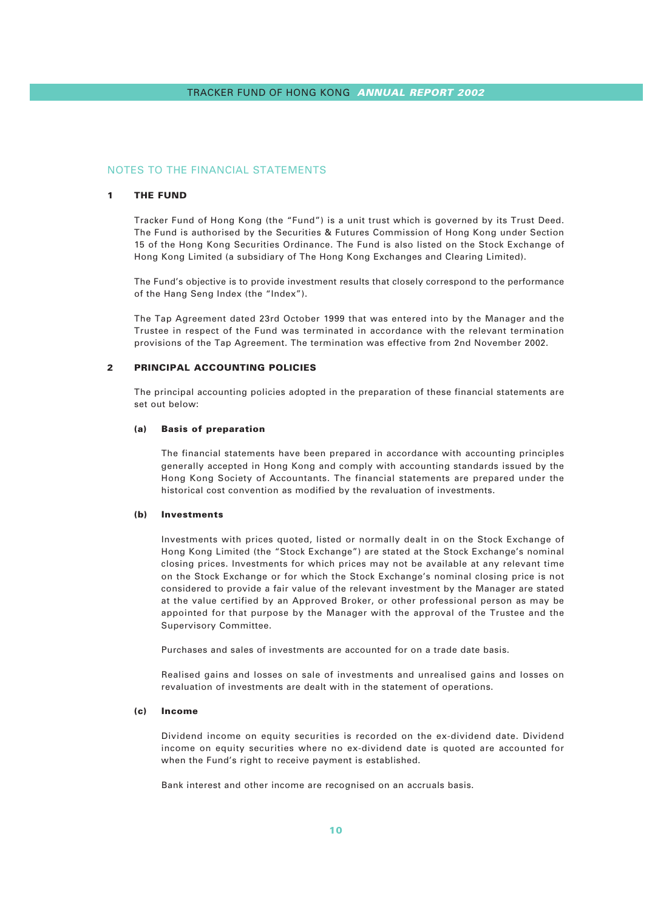## NOTES TO THE FINANCIAL STATEMENTS

### 1 THE FUND

Tracker Fund of Hong Kong (the "Fund") is a unit trust which is governed by its Trust Deed. The Fund is authorised by the Securities & Futures Commission of Hong Kong under Section 15 of the Hong Kong Securities Ordinance. The Fund is also listed on the Stock Exchange of Hong Kong Limited (a subsidiary of The Hong Kong Exchanges and Clearing Limited).

The Fund's objective is to provide investment results that closely correspond to the performance of the Hang Seng Index (the "Index").

The Tap Agreement dated 23rd October 1999 that was entered into by the Manager and the Trustee in respect of the Fund was terminated in accordance with the relevant termination provisions of the Tap Agreement. The termination was effective from 2nd November 2002.

### 2 PRINCIPAL ACCOUNTING POLICIES

The principal accounting policies adopted in the preparation of these financial statements are set out below:

#### (a) Basis of preparation

The financial statements have been prepared in accordance with accounting principles generally accepted in Hong Kong and comply with accounting standards issued by the Hong Kong Society of Accountants. The financial statements are prepared under the historical cost convention as modified by the revaluation of investments.

#### (b) Investments

Investments with prices quoted, listed or normally dealt in on the Stock Exchange of Hong Kong Limited (the "Stock Exchange") are stated at the Stock Exchange's nominal closing prices. Investments for which prices may not be available at any relevant time on the Stock Exchange or for which the Stock Exchange's nominal closing price is not considered to provide a fair value of the relevant investment by the Manager are stated at the value certified by an Approved Broker, or other professional person as may be appointed for that purpose by the Manager with the approval of the Trustee and the Supervisory Committee.

Purchases and sales of investments are accounted for on a trade date basis.

Realised gains and losses on sale of investments and unrealised gains and losses on revaluation of investments are dealt with in the statement of operations.

#### (c) Income

Dividend income on equity securities is recorded on the ex-dividend date. Dividend income on equity securities where no ex-dividend date is quoted are accounted for when the Fund's right to receive payment is established.

Bank interest and other income are recognised on an accruals basis.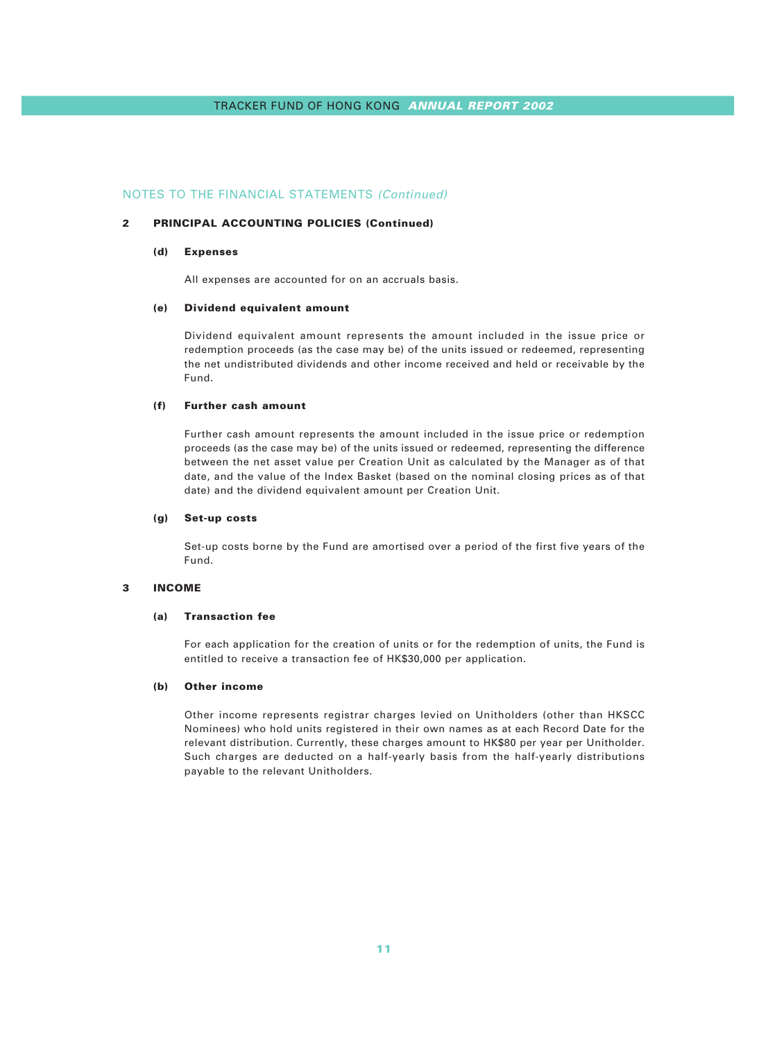## NOTES TO THE FINANCIAL STATEMENTS *(Continued)*

### 2 PRINCIPAL ACCOUNTING POLICIES (Continued)

#### (d) Expenses

All expenses are accounted for on an accruals basis.

#### (e) Dividend equivalent amount

Dividend equivalent amount represents the amount included in the issue price or redemption proceeds (as the case may be) of the units issued or redeemed, representing the net undistributed dividends and other income received and held or receivable by the Fund.

#### (f) Further cash amount

Further cash amount represents the amount included in the issue price or redemption proceeds (as the case may be) of the units issued or redeemed, representing the difference between the net asset value per Creation Unit as calculated by the Manager as of that date, and the value of the Index Basket (based on the nominal closing prices as of that date) and the dividend equivalent amount per Creation Unit.

#### (g) Set-up costs

Set-up costs borne by the Fund are amortised over a period of the first five years of the Fund.

### 3 INCOME

#### (a) Transaction fee

For each application for the creation of units or for the redemption of units, the Fund is entitled to receive a transaction fee of HK$30,000 per application.

#### (b) Other income

Other income represents registrar charges levied on Unitholders (other than HKSCC Nominees) who hold units registered in their own names as at each Record Date for the relevant distribution. Currently, these charges amount to HK$80 per year per Unitholder. Such charges are deducted on a half-yearly basis from the half-yearly distributions payable to the relevant Unitholders.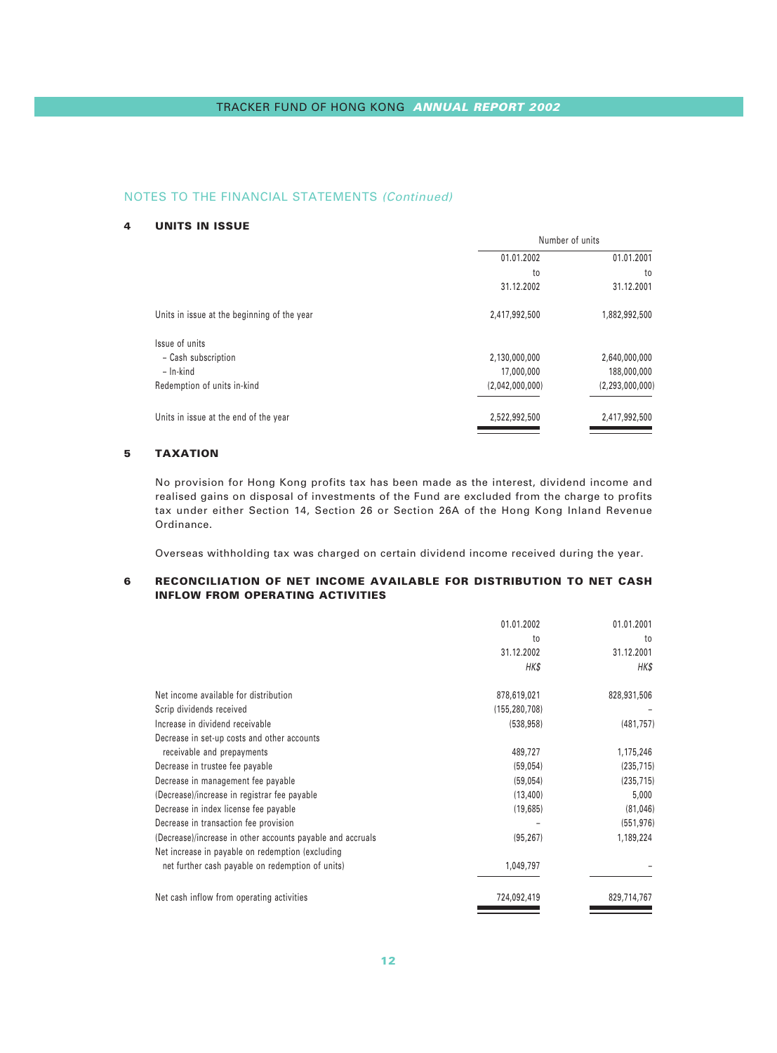## NOTES TO THE FINANCIAL STATEMENTS *(Continued)*

### 4 UNITS IN ISSUE

| | Number of units | |
|---|---|---|
| | 01.01.2002 to 31.12.2002 | 01.01.2001 to 31.12.2001 |
| Units in issue at the beginning of the year | 2,417,992,500 | 1,882,992,500 |
| Issue of units | | |
| – Cash subscription | 2,130,000,000 | 2,640,000,000 |
| – In-kind | 17,000,000 | 188,000,000 |
| Redemption of units in-kind | (2,042,000,000) | (2,293,000,000) |
| Units in issue at the end of the year | 2,522,992,500 | 2,417,992,500 |

### 5 TAXATION

No provision for Hong Kong profits tax has been made as the interest, dividend income and realised gains on disposal of investments of the Fund are excluded from the charge to profits tax under either Section 14, Section 26 or Section 26A of the Hong Kong Inland Revenue Ordinance.

Overseas withholding tax was charged on certain dividend income received during the year.

### 6 RECONCILIATION OF NET INCOME AVAILABLE FOR DISTRIBUTION TO NET CASH INFLOW FROM OPERATING ACTIVITIES

| | 01.01.2002 to 31.12.2002 *HK$* | 01.01.2001 to 31.12.2001 *HK$* |
|---|---|---|
| Net income available for distribution | 878,619,021 | 828,931,506 |
| Scrip dividends received | (155,280,708) | – |
| Increase in dividend receivable | (538,958) | (481,757) |
| Decrease in set-up costs and other accounts receivable and prepayments | 489,727 | 1,175,246 |
| Decrease in trustee fee payable | (59,054) | (235,715) |
| Decrease in management fee payable | (59,054) | (235,715) |
| (Decrease)/increase in registrar fee payable | (13,400) | 5,000 |
| Decrease in index license fee payable | (19,685) | (81,046) |
| Decrease in transaction fee provision | – | (551,976) |
| (Decrease)/increase in other accounts payable and accruals | (95,267) | 1,189,224 |
| Net increase in payable on redemption (excluding net further cash payable on redemption of units) | 1,049,797 | – |
| Net cash inflow from operating activities | 724,092,419 | 829,714,767 |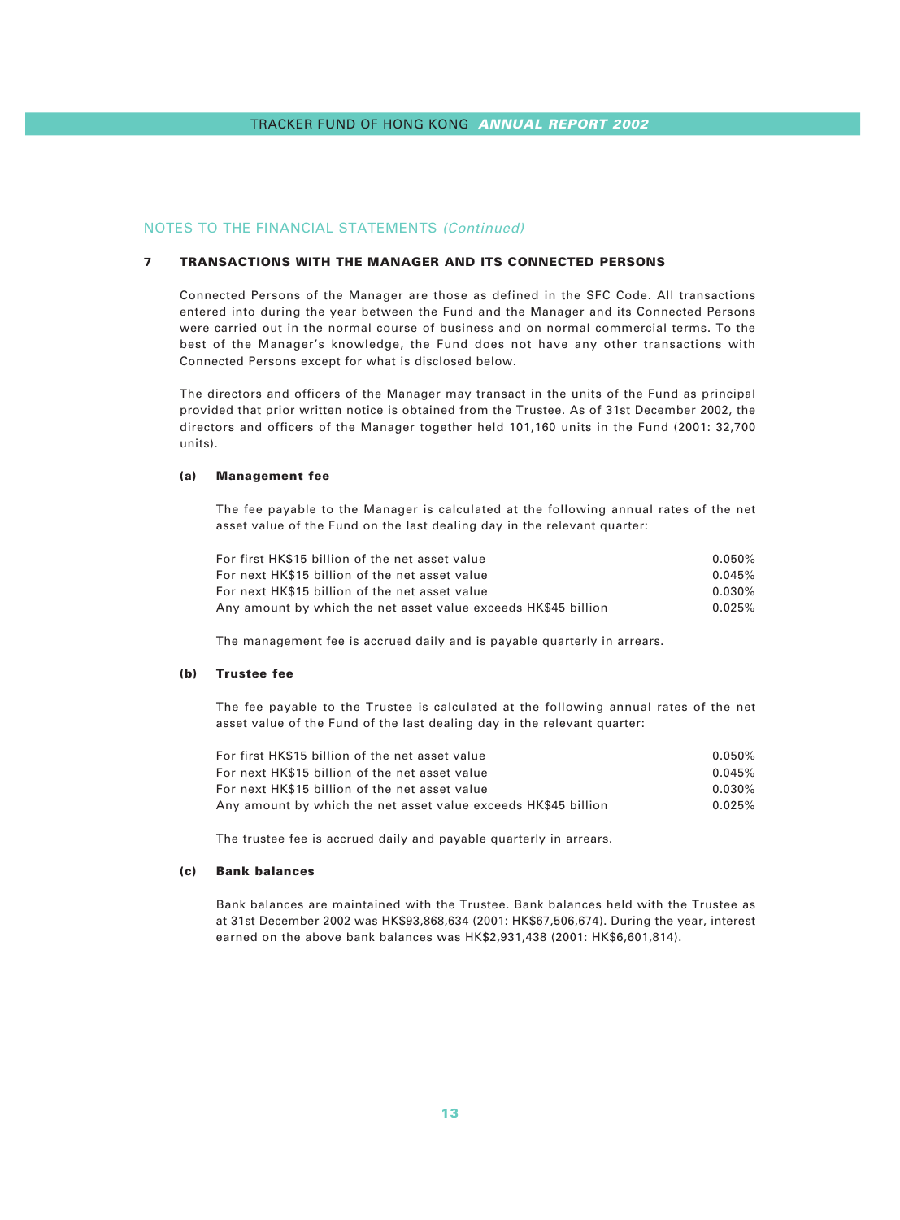## NOTES TO THE FINANCIAL STATEMENTS *(Continued)*

### 7 TRANSACTIONS WITH THE MANAGER AND ITS CONNECTED PERSONS

Connected Persons of the Manager are those as defined in the SFC Code. All transactions entered into during the year between the Fund and the Manager and its Connected Persons were carried out in the normal course of business and on normal commercial terms. To the best of the Manager's knowledge, the Fund does not have any other transactions with Connected Persons except for what is disclosed below.

The directors and officers of the Manager may transact in the units of the Fund as principal provided that prior written notice is obtained from the Trustee. As of 31st December 2002, the directors and officers of the Manager together held 101,160 units in the Fund (2001: 32,700 units).

#### (a) Management fee

The fee payable to the Manager is calculated at the following annual rates of the net asset value of the Fund on the last dealing day in the relevant quarter:

| | |
|---|---|
| For first HK$15 billion of the net asset value | 0.050% |
| For next HK$15 billion of the net asset value | 0.045% |
| For next HK$15 billion of the net asset value | 0.030% |
| Any amount by which the net asset value exceeds HK$45 billion | 0.025% |

The management fee is accrued daily and is payable quarterly in arrears.

#### (b) Trustee fee

The fee payable to the Trustee is calculated at the following annual rates of the net asset value of the Fund of the last dealing day in the relevant quarter:

| | |
|---|---|
| For first HK$15 billion of the net asset value | 0.050% |
| For next HK$15 billion of the net asset value | 0.045% |
| For next HK$15 billion of the net asset value | 0.030% |
| Any amount by which the net asset value exceeds HK$45 billion | 0.025% |

The trustee fee is accrued daily and payable quarterly in arrears.

#### (c) Bank balances

Bank balances are maintained with the Trustee. Bank balances held with the Trustee as at 31st December 2002 was HK$93,868,634 (2001: HK$67,506,674). During the year, interest earned on the above bank balances was HK$2,931,438 (2001: HK$6,601,814).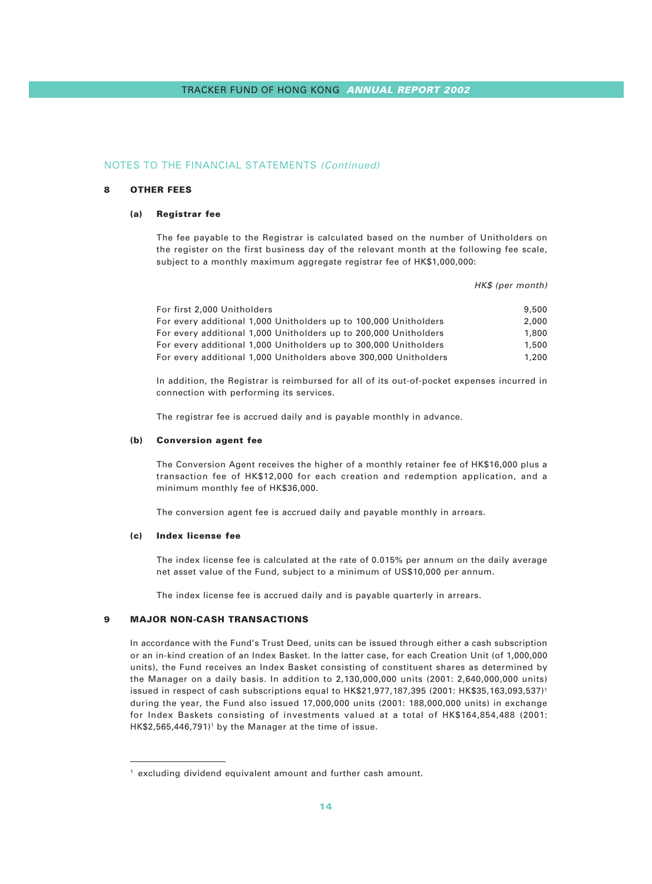## NOTES TO THE FINANCIAL STATEMENTS *(Continued)*

### 8 OTHER FEES

#### (a) Registrar fee

The fee payable to the Registrar is calculated based on the number of Unitholders on the register on the first business day of the relevant month at the following fee scale, subject to a monthly maximum aggregate registrar fee of HK$1,000,000:

| | *HK$ (per month)* |
|---|---|
| For first 2,000 Unitholders | 9,500 |
| For every additional 1,000 Unitholders up to 100,000 Unitholders | 2,000 |
| For every additional 1,000 Unitholders up to 200,000 Unitholders | 1,800 |
| For every additional 1,000 Unitholders up to 300,000 Unitholders | 1,500 |
| For every additional 1,000 Unitholders above 300,000 Unitholders | 1,200 |

In addition, the Registrar is reimbursed for all of its out-of-pocket expenses incurred in connection with performing its services.

The registrar fee is accrued daily and is payable monthly in advance.

#### (b) Conversion agent fee

The Conversion Agent receives the higher of a monthly retainer fee of HK$16,000 plus a transaction fee of HK$12,000 for each creation and redemption application, and a minimum monthly fee of HK$36,000.

The conversion agent fee is accrued daily and payable monthly in arrears.

#### (c) Index license fee

The index license fee is calculated at the rate of 0.015% per annum on the daily average net asset value of the Fund, subject to a minimum of US$10,000 per annum.

The index license fee is accrued daily and is payable quarterly in arrears.

### 9 MAJOR NON-CASH TRANSACTIONS

In accordance with the Fund's Trust Deed, units can be issued through either a cash subscription or an in-kind creation of an Index Basket. In the latter case, for each Creation Unit (of 1,000,000 units), the Fund receives an Index Basket consisting of constituent shares as determined by the Manager on a daily basis. In addition to 2,130,000,000 units (2001: 2,640,000,000 units) issued in respect of cash subscriptions equal to HK$21,977,187,395 (2001: HK$35,163,093,537)[1] during the year, the Fund also issued 17,000,000 units (2001: 188,000,000 units) in exchange for Index Baskets consisting of investments valued at a total of HK$164,854,488 (2001: HK$2,565,446,791)[1] by the Manager at the time of issue.

---

[1] excluding dividend equivalent amount and further cash amount.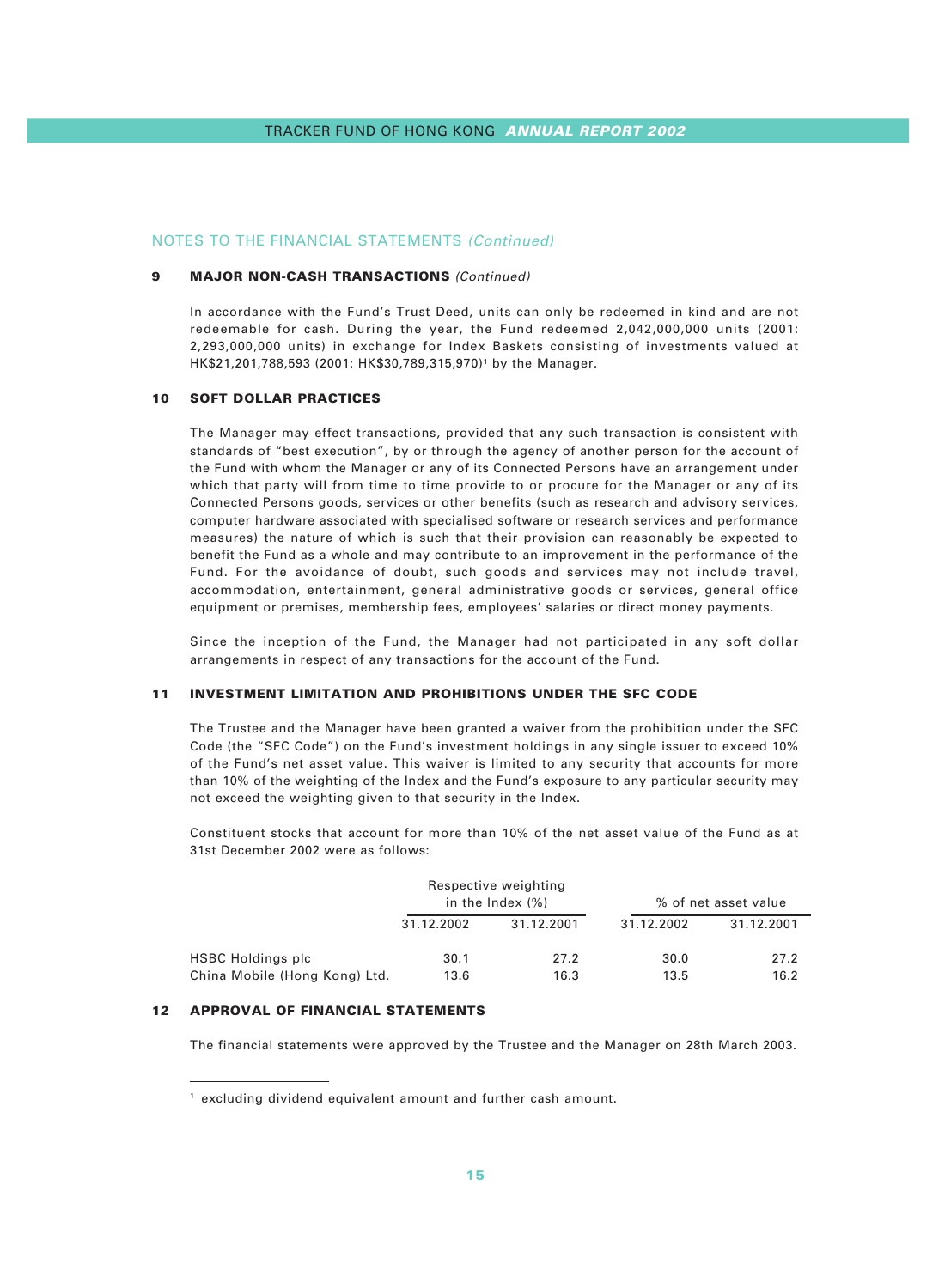## NOTES TO THE FINANCIAL STATEMENTS *(Continued)*

### 9 MAJOR NON-CASH TRANSACTIONS *(Continued)*

In accordance with the Fund's Trust Deed, units can only be redeemed in kind and are not redeemable for cash. During the year, the Fund redeemed 2,042,000,000 units (2001: 2,293,000,000 units) in exchange for Index Baskets consisting of investments valued at HK$21,201,788,593 (2001: HK$30,789,315,970)[1] by the Manager.

### 10 SOFT DOLLAR PRACTICES

The Manager may effect transactions, provided that any such transaction is consistent with standards of "best execution", by or through the agency of another person for the account of the Fund with whom the Manager or any of its Connected Persons have an arrangement under which that party will from time to time provide to or procure for the Manager or any of its Connected Persons goods, services or other benefits (such as research and advisory services, computer hardware associated with specialised software or research services and performance measures) the nature of which is such that their provision can reasonably be expected to benefit the Fund as a whole and may contribute to an improvement in the performance of the Fund. For the avoidance of doubt, such goods and services may not include travel, accommodation, entertainment, general administrative goods or services, general office equipment or premises, membership fees, employees' salaries or direct money payments.

Since the inception of the Fund, the Manager had not participated in any soft dollar arrangements in respect of any transactions for the account of the Fund.

### 11 INVESTMENT LIMITATION AND PROHIBITIONS UNDER THE SFC CODE

The Trustee and the Manager have been granted a waiver from the prohibition under the SFC Code (the "SFC Code") on the Fund's investment holdings in any single issuer to exceed 10% of the Fund's net asset value. This waiver is limited to any security that accounts for more than 10% of the weighting of the Index and the Fund's exposure to any particular security may not exceed the weighting given to that security in the Index.

Constituent stocks that account for more than 10% of the net asset value of the Fund as at 31st December 2002 were as follows:

| | Respective weighting in the Index (%) | | % of net asset value | |
|---|---|---|---|---|
| | 31.12.2002 | 31.12.2001 | 31.12.2002 | 31.12.2001 |
| HSBC Holdings plc | 30.1 | 27.2 | 30.0 | 27.2 |
| China Mobile (Hong Kong) Ltd. | 13.6 | 16.3 | 13.5 | 16.2 |

### 12 APPROVAL OF FINANCIAL STATEMENTS

The financial statements were approved by the Trustee and the Manager on 28th March 2003.

---

[1] excluding dividend equivalent amount and further cash amount.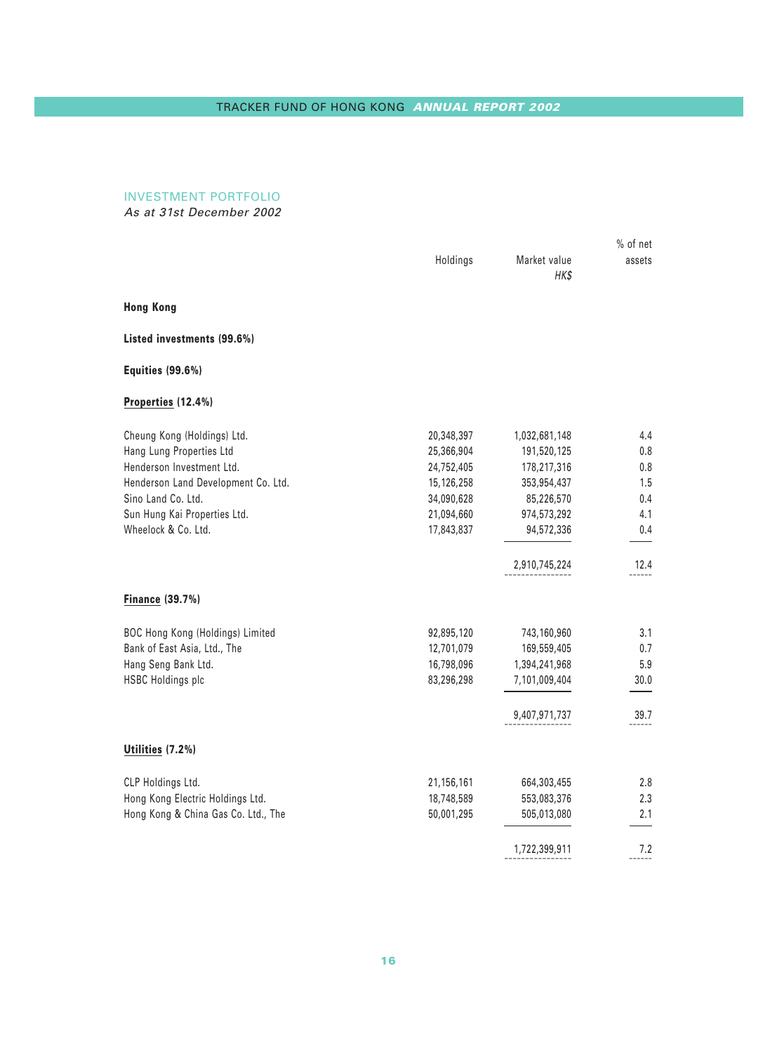## INVESTMENT PORTFOLIO

*As at 31st December 2002*

| | Holdings | Market value *HK$* | % of net assets |
|---|---|---|---|
| **Hong Kong** | | | |
| **Listed investments (99.6%)** | | | |
| **Equities (99.6%)** | | | |
| **Properties (12.4%)** | | | |
| Cheung Kong (Holdings) Ltd. | 20,348,397 | 1,032,681,148 | 4.4 |
| Hang Lung Properties Ltd | 25,366,904 | 191,520,125 | 0.8 |
| Henderson Investment Ltd. | 24,752,405 | 178,217,316 | 0.8 |
| Henderson Land Development Co. Ltd. | 15,126,258 | 353,954,437 | 1.5 |
| Sino Land Co. Ltd. | 34,090,628 | 85,226,570 | 0.4 |
| Sun Hung Kai Properties Ltd. | 21,094,660 | 974,573,292 | 4.1 |
| Wheelock & Co. Ltd. | 17,843,837 | 94,572,336 | 0.4 |
| | | 2,910,745,224 | 12.4 |
| **Finance (39.7%)** | | | |
| BOC Hong Kong (Holdings) Limited | 92,895,120 | 743,160,960 | 3.1 |
| Bank of East Asia, Ltd., The | 12,701,079 | 169,559,405 | 0.7 |
| Hang Seng Bank Ltd. | 16,798,096 | 1,394,241,968 | 5.9 |
| HSBC Holdings plc | 83,296,298 | 7,101,009,404 | 30.0 |
| | | 9,407,971,737 | 39.7 |
| **Utilities (7.2%)** | | | |
| CLP Holdings Ltd. | 21,156,161 | 664,303,455 | 2.8 |
| Hong Kong Electric Holdings Ltd. | 18,748,589 | 553,083,376 | 2.3 |
| Hong Kong & China Gas Co. Ltd., The | 50,001,295 | 505,013,080 | 2.1 |
| | | 1,722,399,911 | 7.2 |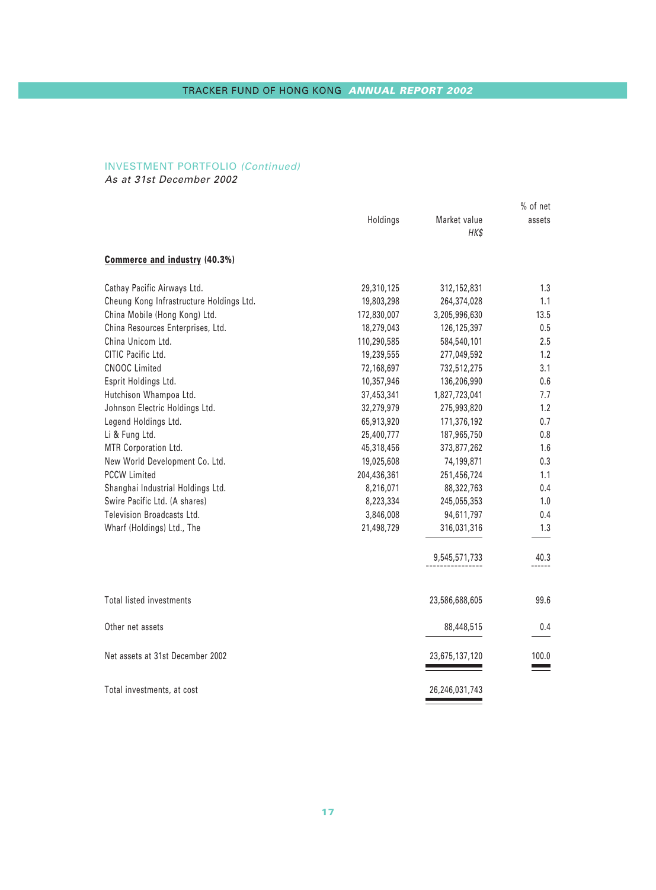## INVESTMENT PORTFOLIO *(Continued)*

*As at 31st December 2002*

| | Holdings | Market value HK$ | % of net assets |
|---|---|---|---|
| **Commerce and industry (40.3%)** | | | |
| Cathay Pacific Airways Ltd. | 29,310,125 | 312,152,831 | 1.3 |
| Cheung Kong Infrastructure Holdings Ltd. | 19,803,298 | 264,374,028 | 1.1 |
| China Mobile (Hong Kong) Ltd. | 172,830,007 | 3,205,996,630 | 13.5 |
| China Resources Enterprises, Ltd. | 18,279,043 | 126,125,397 | 0.5 |
| China Unicom Ltd. | 110,290,585 | 584,540,101 | 2.5 |
| CITIC Pacific Ltd. | 19,239,555 | 277,049,592 | 1.2 |
| CNOOC Limited | 72,168,697 | 732,512,275 | 3.1 |
| Esprit Holdings Ltd. | 10,357,946 | 136,206,990 | 0.6 |
| Hutchison Whampoa Ltd. | 37,453,341 | 1,827,723,041 | 7.7 |
| Johnson Electric Holdings Ltd. | 32,279,979 | 275,993,820 | 1.2 |
| Legend Holdings Ltd. | 65,913,920 | 171,376,192 | 0.7 |
| Li & Fung Ltd. | 25,400,777 | 187,965,750 | 0.8 |
| MTR Corporation Ltd. | 45,318,456 | 373,877,262 | 1.6 |
| New World Development Co. Ltd. | 19,025,608 | 74,199,871 | 0.3 |
| PCCW Limited | 204,436,361 | 251,456,724 | 1.1 |
| Shanghai Industrial Holdings Ltd. | 8,216,071 | 88,322,763 | 0.4 |
| Swire Pacific Ltd. (A shares) | 8,223,334 | 245,055,353 | 1.0 |
| Television Broadcasts Ltd. | 3,846,008 | 94,611,797 | 0.4 |
| Wharf (Holdings) Ltd., The | 21,498,729 | 316,031,316 | 1.3 |
| | | 9,545,571,733 | 40.3 |
| Total listed investments | | 23,586,688,605 | 99.6 |
| Other net assets | | 88,448,515 | 0.4 |
| Net assets at 31st December 2002 | | 23,675,137,120 | 100.0 |
| Total investments, at cost | | 26,246,031,743 | |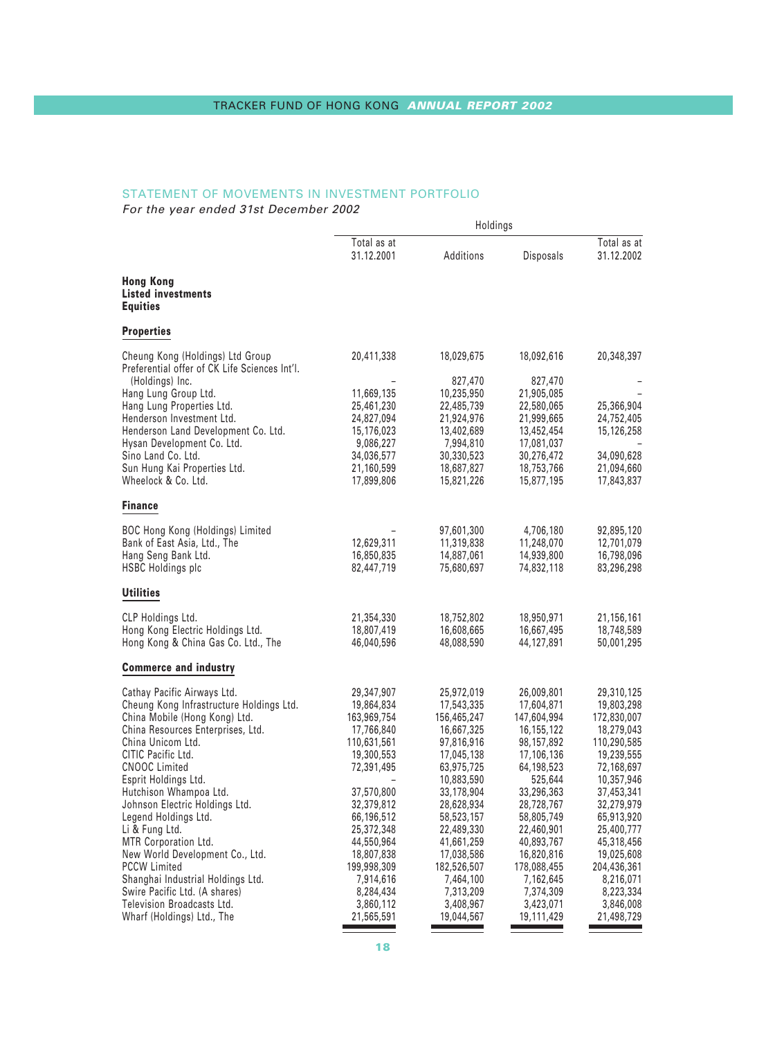## STATEMENT OF MOVEMENTS IN INVESTMENT PORTFOLIO

*For the year ended 31st December 2002*

| | Holdings | | | |
|---|---|---|---|---|
| | Total as at 31.12.2001 | Additions | Disposals | Total as at 31.12.2002 |
| **Hong Kong** | | | | |
| **Listed investments** | | | | |
| **Equities** | | | | |
| **Properties** | | | | |
| Cheung Kong (Holdings) Ltd Group | 20,411,338 | 18,029,675 | 18,092,616 | 20,348,397 |
| Preferential offer of CK Life Sciences Int'l. (Holdings) Inc. | – | 827,470 | 827,470 | – |
| Hang Lung Group Ltd. | 11,669,135 | 10,235,950 | 21,905,085 | – |
| Hang Lung Properties Ltd. | 25,461,230 | 22,485,739 | 22,580,065 | 25,366,904 |
| Henderson Investment Ltd. | 24,827,094 | 21,924,976 | 21,999,665 | 24,752,405 |
| Henderson Land Development Co. Ltd. | 15,176,023 | 13,402,689 | 13,452,454 | 15,126,258 |
| Hysan Development Co. Ltd. | 9,086,227 | 7,994,810 | 17,081,037 | – |
| Sino Land Co. Ltd. | 34,036,577 | 30,330,523 | 30,276,472 | 34,090,628 |
| Sun Hung Kai Properties Ltd. | 21,160,599 | 18,687,827 | 18,753,766 | 21,094,660 |
| Wheelock & Co. Ltd. | 17,899,806 | 15,821,226 | 15,877,195 | 17,843,837 |
| **Finance** | | | | |
| BOC Hong Kong (Holdings) Limited | – | 97,601,300 | 4,706,180 | 92,895,120 |
| Bank of East Asia, Ltd., The | 12,629,311 | 11,319,838 | 11,248,070 | 12,701,079 |
| Hang Seng Bank Ltd. | 16,850,835 | 14,887,061 | 14,939,800 | 16,798,096 |
| HSBC Holdings plc | 82,447,719 | 75,680,697 | 74,832,118 | 83,296,298 |
| **Utilities** | | | | |
| CLP Holdings Ltd. | 21,354,330 | 18,752,802 | 18,950,971 | 21,156,161 |
| Hong Kong Electric Holdings Ltd. | 18,807,419 | 16,608,665 | 16,667,495 | 18,748,589 |
| Hong Kong & China Gas Co. Ltd., The | 46,040,596 | 48,088,590 | 44,127,891 | 50,001,295 |
| **Commerce and industry** | | | | |
| Cathay Pacific Airways Ltd. | 29,347,907 | 25,972,019 | 26,009,801 | 29,310,125 |
| Cheung Kong Infrastructure Holdings Ltd. | 19,864,834 | 17,543,335 | 17,604,871 | 19,803,298 |
| China Mobile (Hong Kong) Ltd. | 163,969,754 | 156,465,247 | 147,604,994 | 172,830,007 |
| China Resources Enterprises, Ltd. | 17,766,840 | 16,667,325 | 16,155,122 | 18,279,043 |
| China Unicom Ltd. | 110,631,561 | 97,816,916 | 98,157,892 | 110,290,585 |
| CITIC Pacific Ltd. | 19,300,553 | 17,045,138 | 17,106,136 | 19,239,555 |
| CNOOC Limited | 72,391,495 | 63,975,725 | 64,198,523 | 72,168,697 |
| Esprit Holdings Ltd. | – | 10,883,590 | 525,644 | 10,357,946 |
| Hutchison Whampoa Ltd. | 37,570,800 | 33,178,904 | 33,296,363 | 37,453,341 |
| Johnson Electric Holdings Ltd. | 32,379,812 | 28,628,934 | 28,728,767 | 32,279,979 |
| Legend Holdings Ltd. | 66,196,512 | 58,523,157 | 58,805,749 | 65,913,920 |
| Li & Fung Ltd. | 25,372,348 | 22,489,330 | 22,460,901 | 25,400,777 |
| MTR Corporation Ltd. | 44,550,964 | 41,661,259 | 40,893,767 | 45,318,456 |
| New World Development Co., Ltd. | 18,807,838 | 17,038,586 | 16,820,816 | 19,025,608 |
| PCCW Limited | 199,998,309 | 182,526,507 | 178,088,455 | 204,436,361 |
| Shanghai Industrial Holdings Ltd. | 7,914,616 | 7,464,100 | 7,162,645 | 8,216,071 |
| Swire Pacific Ltd. (A shares) | 8,284,434 | 7,313,209 | 7,374,309 | 8,223,334 |
| Television Broadcasts Ltd. | 3,860,112 | 3,408,967 | 3,423,071 | 3,846,008 |
| Wharf (Holdings) Ltd., The | 21,565,591 | 19,044,567 | 19,111,429 | 21,498,729 |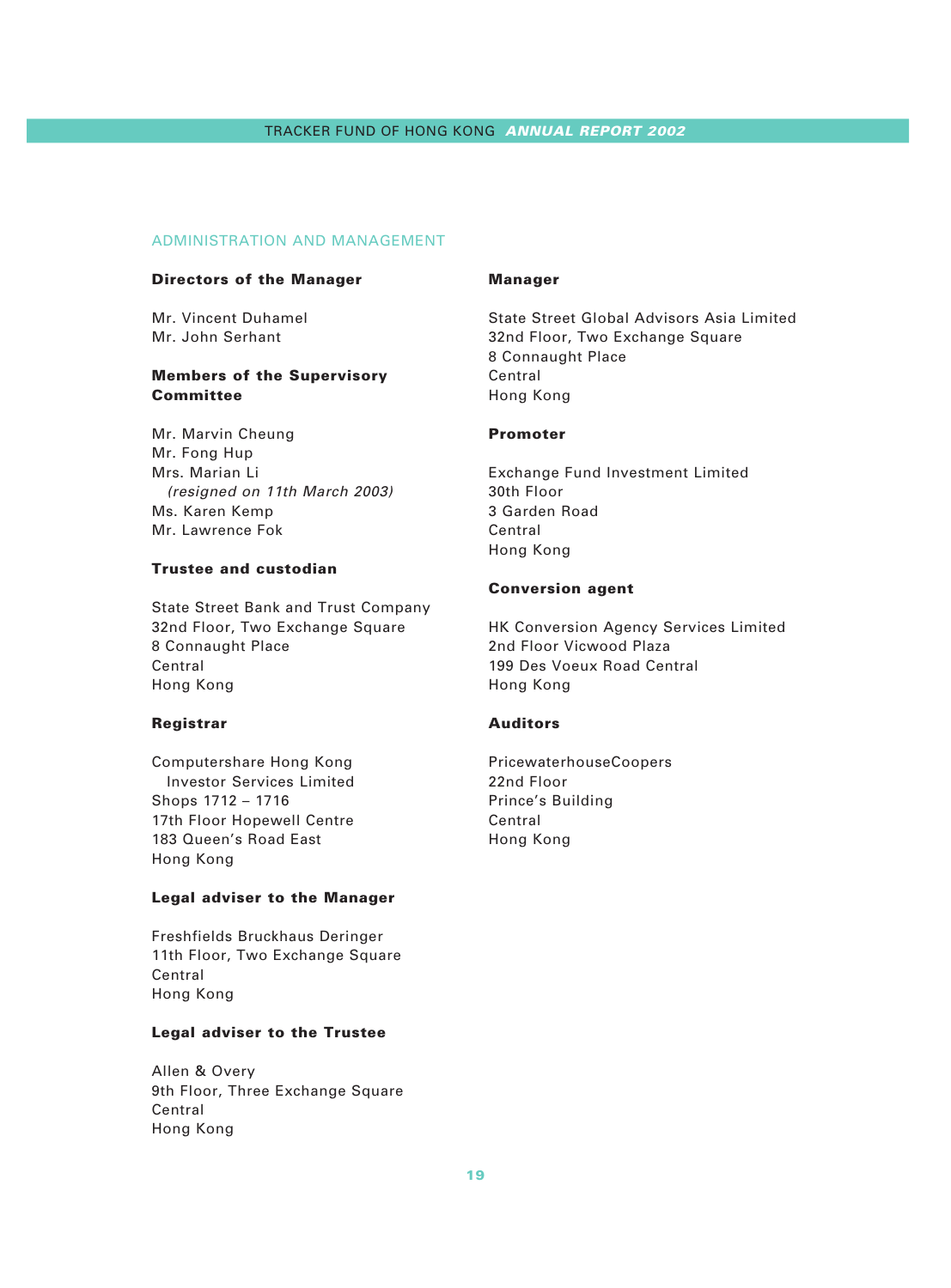## ADMINISTRATION AND MANAGEMENT

**Directors of the Manager**

Mr. Vincent Duhamel
Mr. John Serhant

**Members of the Supervisory Committee**

Mr. Marvin Cheung
Mr. Fong Hup
Mrs. Marian Li
*(resigned on 11th March 2003)*
Ms. Karen Kemp
Mr. Lawrence Fok

**Trustee and custodian**

State Street Bank and Trust Company
32nd Floor, Two Exchange Square
8 Connaught Place
Central
Hong Kong

**Registrar**

Computershare Hong Kong
Investor Services Limited
Shops 1712 – 1716
17th Floor Hopewell Centre
183 Queen's Road East
Hong Kong

**Legal adviser to the Manager**

Freshfields Bruckhaus Deringer
11th Floor, Two Exchange Square
Central
Hong Kong

**Legal adviser to the Trustee**

Allen & Overy
9th Floor, Three Exchange Square
Central
Hong Kong

**Manager**

State Street Global Advisors Asia Limited
32nd Floor, Two Exchange Square
8 Connaught Place
Central
Hong Kong

**Promoter**

Exchange Fund Investment Limited
30th Floor
3 Garden Road
Central
Hong Kong

**Conversion agent**

HK Conversion Agency Services Limited
2nd Floor Vicwood Plaza
199 Des Voeux Road Central
Hong Kong

**Auditors**

PricewaterhouseCoopers
22nd Floor
Prince's Building
Central
Hong Kong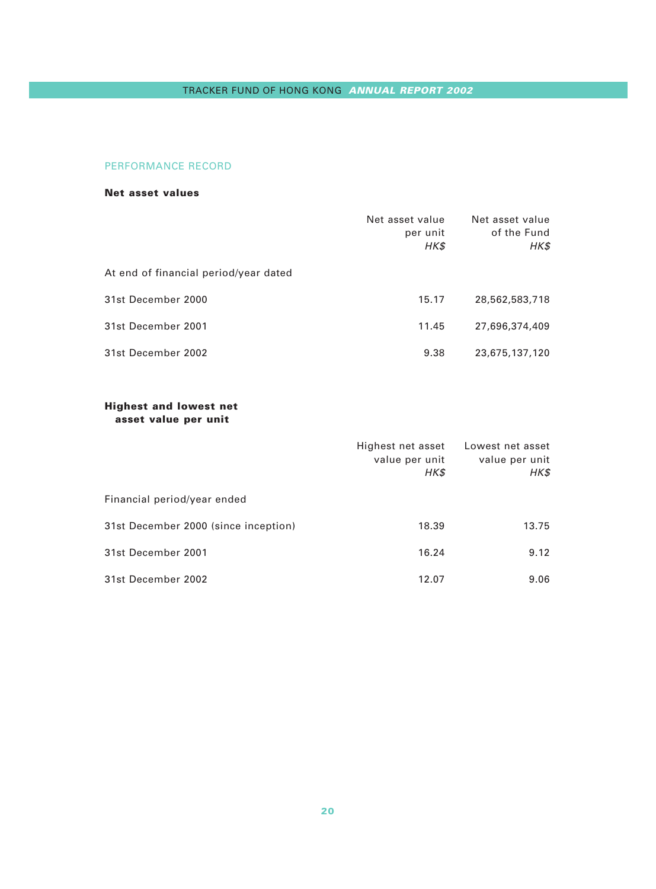## PERFORMANCE RECORD

### Net asset values

| | Net asset value per unit *HK$* | Net asset value of the Fund *HK$* |
|---|---|---|
| At end of financial period/year dated | | |
| 31st December 2000 | 15.17 | 28,562,583,718 |
| 31st December 2001 | 11.45 | 27,696,374,409 |
| 31st December 2002 | 9.38 | 23,675,137,120 |

### Highest and lowest net asset value per unit

| | Highest net asset value per unit *HK$* | Lowest net asset value per unit *HK$* |
|---|---|---|
| Financial period/year ended | | |
| 31st December 2000 (since inception) | 18.39 | 13.75 |
| 31st December 2001 | 16.24 | 9.12 |
| 31st December 2002 | 12.07 | 9.06 |